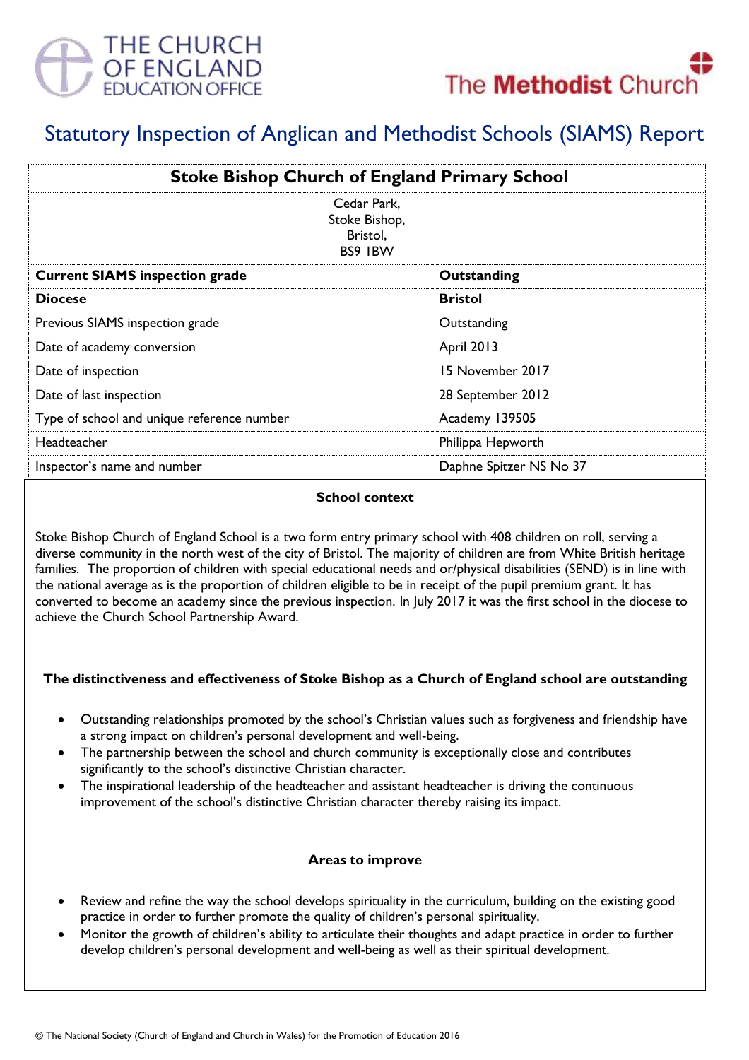THE CHURCH OF ENGLAND EDUCATION OFFICE

The Methodist Church

# Statutory Inspection of Anglican and Methodist Schools (SIAMS) Report

## Stoke Bishop Church of England Primary School

Cedar Park,
Stoke Bishop,
Bristol,
BS9 1BW

| | |
|---|---|
| **Current SIAMS inspection grade** | **Outstanding** |
| **Diocese** | **Bristol** |
| Previous SIAMS inspection grade | Outstanding |
| Date of academy conversion | April 2013 |
| Date of inspection | 15 November 2017 |
| Date of last inspection | 28 September 2012 |
| Type of school and unique reference number | Academy 139505 |
| Headteacher | Philippa Hepworth |
| Inspector's name and number | Daphne Spitzer NS No 37 |

### School context

Stoke Bishop Church of England School is a two form entry primary school with 408 children on roll, serving a diverse community in the north west of the city of Bristol. The majority of children are from White British heritage families. The proportion of children with special educational needs and or/physical disabilities (SEND) is in line with the national average as is the proportion of children eligible to be in receipt of the pupil premium grant. It has converted to become an academy since the previous inspection. In July 2017 it was the first school in the diocese to achieve the Church School Partnership Award.

### The distinctiveness and effectiveness of Stoke Bishop as a Church of England school are outstanding

- Outstanding relationships promoted by the school's Christian values such as forgiveness and friendship have a strong impact on children's personal development and well-being.
- The partnership between the school and church community is exceptionally close and contributes significantly to the school's distinctive Christian character.
- The inspirational leadership of the headteacher and assistant headteacher is driving the continuous improvement of the school's distinctive Christian character thereby raising its impact.

### Areas to improve

- Review and refine the way the school develops spirituality in the curriculum, building on the existing good practice in order to further promote the quality of children's personal spirituality.
- Monitor the growth of children's ability to articulate their thoughts and adapt practice in order to further develop children's personal development and well-being as well as their spiritual development.

© The National Society (Church of England and Church in Wales) for the Promotion of Education 2016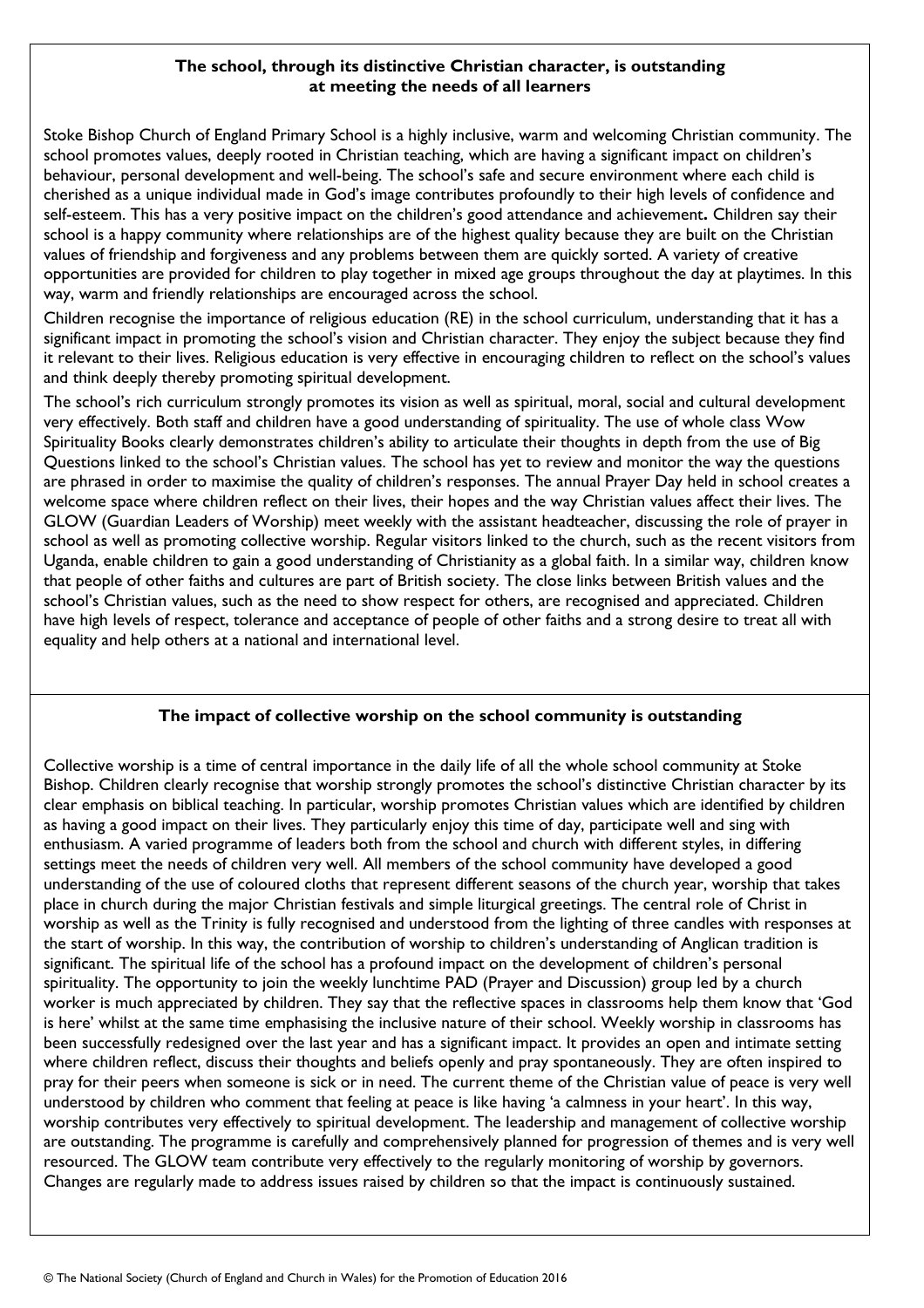## The school, through its distinctive Christian character, is outstanding at meeting the needs of all learners

Stoke Bishop Church of England Primary School is a highly inclusive, warm and welcoming Christian community. The school promotes values, deeply rooted in Christian teaching, which are having a significant impact on children's behaviour, personal development and well-being. The school's safe and secure environment where each child is cherished as a unique individual made in God's image contributes profoundly to their high levels of confidence and self-esteem. This has a very positive impact on the children's good attendance and achievement**.** Children say their school is a happy community where relationships are of the highest quality because they are built on the Christian values of friendship and forgiveness and any problems between them are quickly sorted. A variety of creative opportunities are provided for children to play together in mixed age groups throughout the day at playtimes. In this way, warm and friendly relationships are encouraged across the school.

Children recognise the importance of religious education (RE) in the school curriculum, understanding that it has a significant impact in promoting the school's vision and Christian character. They enjoy the subject because they find it relevant to their lives. Religious education is very effective in encouraging children to reflect on the school's values and think deeply thereby promoting spiritual development.

The school's rich curriculum strongly promotes its vision as well as spiritual, moral, social and cultural development very effectively. Both staff and children have a good understanding of spirituality. The use of whole class Wow Spirituality Books clearly demonstrates children's ability to articulate their thoughts in depth from the use of Big Questions linked to the school's Christian values. The school has yet to review and monitor the way the questions are phrased in order to maximise the quality of children's responses. The annual Prayer Day held in school creates a welcome space where children reflect on their lives, their hopes and the way Christian values affect their lives. The GLOW (Guardian Leaders of Worship) meet weekly with the assistant headteacher, discussing the role of prayer in school as well as promoting collective worship. Regular visitors linked to the church, such as the recent visitors from Uganda, enable children to gain a good understanding of Christianity as a global faith. In a similar way, children know that people of other faiths and cultures are part of British society. The close links between British values and the school's Christian values, such as the need to show respect for others, are recognised and appreciated. Children have high levels of respect, tolerance and acceptance of people of other faiths and a strong desire to treat all with equality and help others at a national and international level.

## The impact of collective worship on the school community is outstanding

Collective worship is a time of central importance in the daily life of all the whole school community at Stoke Bishop. Children clearly recognise that worship strongly promotes the school's distinctive Christian character by its clear emphasis on biblical teaching. In particular, worship promotes Christian values which are identified by children as having a good impact on their lives. They particularly enjoy this time of day, participate well and sing with enthusiasm. A varied programme of leaders both from the school and church with different styles, in differing settings meet the needs of children very well. All members of the school community have developed a good understanding of the use of coloured cloths that represent different seasons of the church year, worship that takes place in church during the major Christian festivals and simple liturgical greetings. The central role of Christ in worship as well as the Trinity is fully recognised and understood from the lighting of three candles with responses at the start of worship. In this way, the contribution of worship to children's understanding of Anglican tradition is significant. The spiritual life of the school has a profound impact on the development of children's personal spirituality. The opportunity to join the weekly lunchtime PAD (Prayer and Discussion) group led by a church worker is much appreciated by children. They say that the reflective spaces in classrooms help them know that 'God is here' whilst at the same time emphasising the inclusive nature of their school. Weekly worship in classrooms has been successfully redesigned over the last year and has a significant impact. It provides an open and intimate setting where children reflect, discuss their thoughts and beliefs openly and pray spontaneously. They are often inspired to pray for their peers when someone is sick or in need. The current theme of the Christian value of peace is very well understood by children who comment that feeling at peace is like having 'a calmness in your heart'. In this way, worship contributes very effectively to spiritual development. The leadership and management of collective worship are outstanding. The programme is carefully and comprehensively planned for progression of themes and is very well resourced. The GLOW team contribute very effectively to the regularly monitoring of worship by governors. Changes are regularly made to address issues raised by children so that the impact is continuously sustained.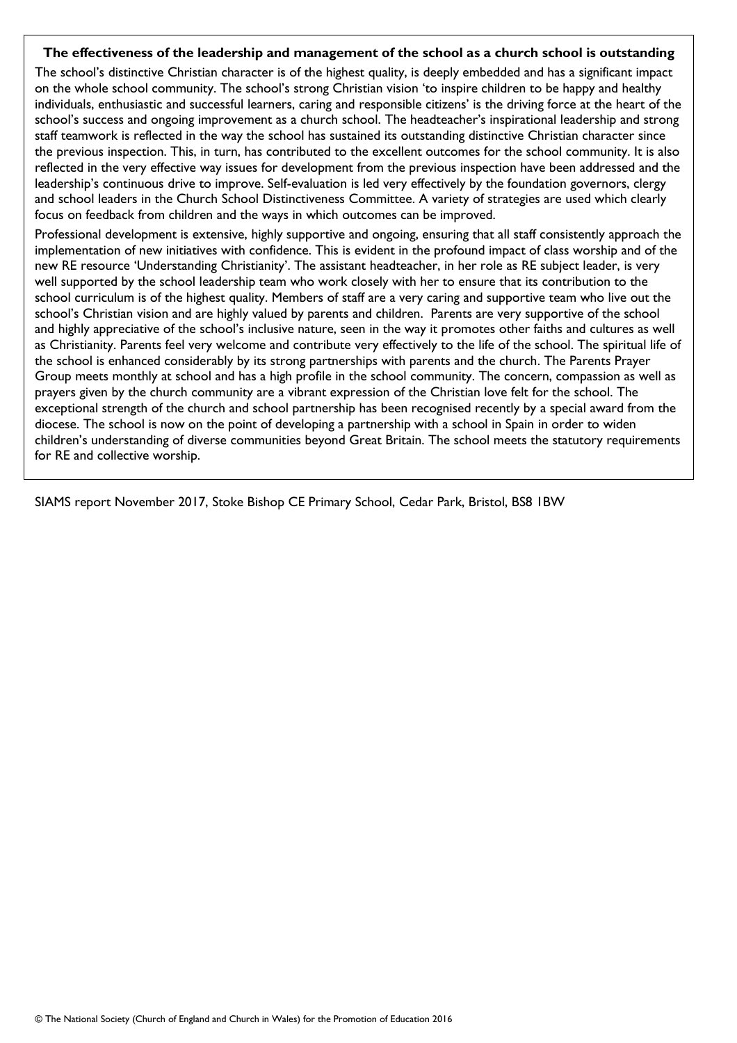**The effectiveness of the leadership and management of the school as a church school is outstanding**

The school's distinctive Christian character is of the highest quality, is deeply embedded and has a significant impact on the whole school community. The school's strong Christian vision 'to inspire children to be happy and healthy individuals, enthusiastic and successful learners, caring and responsible citizens' is the driving force at the heart of the school's success and ongoing improvement as a church school. The headteacher's inspirational leadership and strong staff teamwork is reflected in the way the school has sustained its outstanding distinctive Christian character since the previous inspection. This, in turn, has contributed to the excellent outcomes for the school community. It is also reflected in the very effective way issues for development from the previous inspection have been addressed and the leadership's continuous drive to improve. Self-evaluation is led very effectively by the foundation governors, clergy and school leaders in the Church School Distinctiveness Committee. A variety of strategies are used which clearly focus on feedback from children and the ways in which outcomes can be improved.

Professional development is extensive, highly supportive and ongoing, ensuring that all staff consistently approach the implementation of new initiatives with confidence. This is evident in the profound impact of class worship and of the new RE resource 'Understanding Christianity'. The assistant headteacher, in her role as RE subject leader, is very well supported by the school leadership team who work closely with her to ensure that its contribution to the school curriculum is of the highest quality. Members of staff are a very caring and supportive team who live out the school's Christian vision and are highly valued by parents and children. Parents are very supportive of the school and highly appreciative of the school's inclusive nature, seen in the way it promotes other faiths and cultures as well as Christianity. Parents feel very welcome and contribute very effectively to the life of the school. The spiritual life of the school is enhanced considerably by its strong partnerships with parents and the church. The Parents Prayer Group meets monthly at school and has a high profile in the school community. The concern, compassion as well as prayers given by the church community are a vibrant expression of the Christian love felt for the school. The exceptional strength of the church and school partnership has been recognised recently by a special award from the diocese. The school is now on the point of developing a partnership with a school in Spain in order to widen children's understanding of diverse communities beyond Great Britain. The school meets the statutory requirements for RE and collective worship.

SIAMS report November 2017, Stoke Bishop CE Primary School, Cedar Park, Bristol, BS8 1BW

© The National Society (Church of England and Church in Wales) for the Promotion of Education 2016